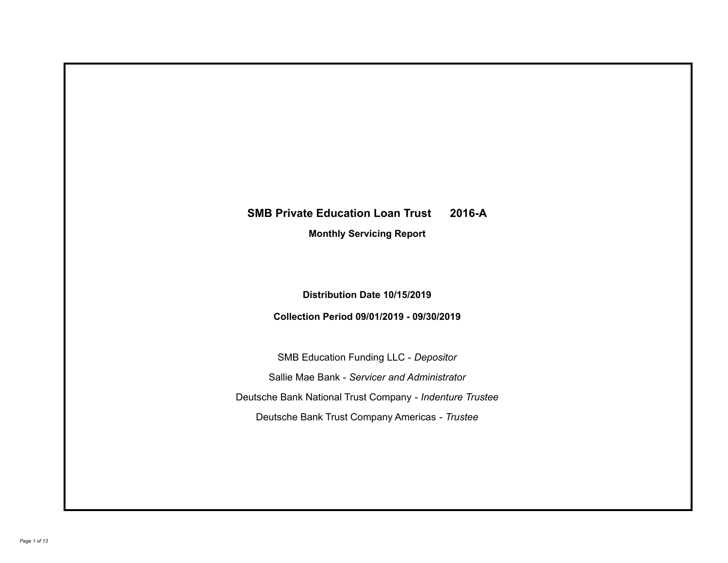# SMB Private Education Loan Trust 2016-A

## Monthly Servicing Report

**Distribution Date 10/15/2019**

**Collection Period 09/01/2019 - 09/30/2019**

SMB Education Funding LLC - *Depositor*

Sallie Mae Bank - *Servicer and Administrator*

Deutsche Bank National Trust Company - *Indenture Trustee*

Deutsche Bank Trust Company Americas - *Trustee*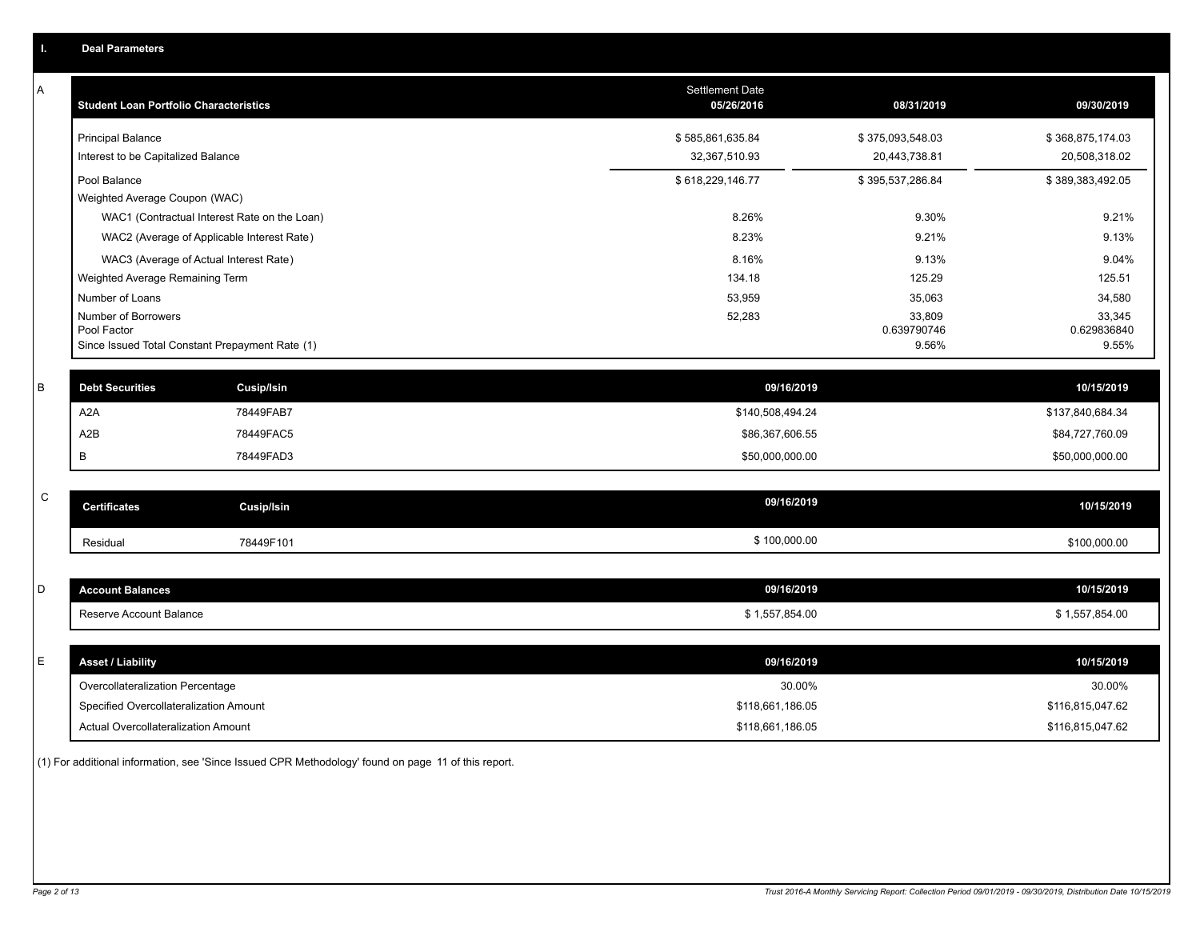## I. Deal Parameters

### A

| Student Loan Portfolio Characteristics | Settlement Date 05/26/2016 | 08/31/2019 | 09/30/2019 |
|---|---|---|---|
| Principal Balance | $ 585,861,635.84 | $ 375,093,548.03 | $ 368,875,174.03 |
| Interest to be Capitalized Balance | 32,367,510.93 | 20,443,738.81 | 20,508,318.02 |
| Pool Balance | $ 618,229,146.77 | $ 395,537,286.84 | $ 389,383,492.05 |
| Weighted Average Coupon (WAC) | | | |
| WAC1 (Contractual Interest Rate on the Loan) | 8.26% | 9.30% | 9.21% |
| WAC2 (Average of Applicable Interest Rate) | 8.23% | 9.21% | 9.13% |
| WAC3 (Average of Actual Interest Rate) | 8.16% | 9.13% | 9.04% |
| Weighted Average Remaining Term | 134.18 | 125.29 | 125.51 |
| Number of Loans | 53,959 | 35,063 | 34,580 |
| Number of Borrowers | 52,283 | 33,809 | 33,345 |
| Pool Factor | | 0.639790746 | 0.629836840 |
| Since Issued Total Constant Prepayment Rate (1) | | 9.56% | 9.55% |

### B

| Debt Securities | Cusip/Isin | 09/16/2019 | 10/15/2019 |
|---|---|---|---|
| A2A | 78449FAB7 | $140,508,494.24 | $137,840,684.34 |
| A2B | 78449FAC5 | $86,367,606.55 | $84,727,760.09 |
| B | 78449FAD3 | $50,000,000.00 | $50,000,000.00 |

### C

| Certificates | Cusip/Isin | 09/16/2019 | 10/15/2019 |
|---|---|---|---|
| Residual | 78449F101 | $ 100,000.00 | $100,000.00 |

### D

| Account Balances | 09/16/2019 | 10/15/2019 |
|---|---|---|
| Reserve Account Balance | $ 1,557,854.00 | $ 1,557,854.00 |

### E

| Asset / Liability | 09/16/2019 | 10/15/2019 |
|---|---|---|
| Overcollateralization Percentage | 30.00% | 30.00% |
| Specified Overcollateralization Amount | $118,661,186.05 | $116,815,047.62 |
| Actual Overcollateralization Amount | $118,661,186.05 | $116,815,047.62 |

(1) For additional information, see 'Since Issued CPR Methodology' found on page 11 of this report.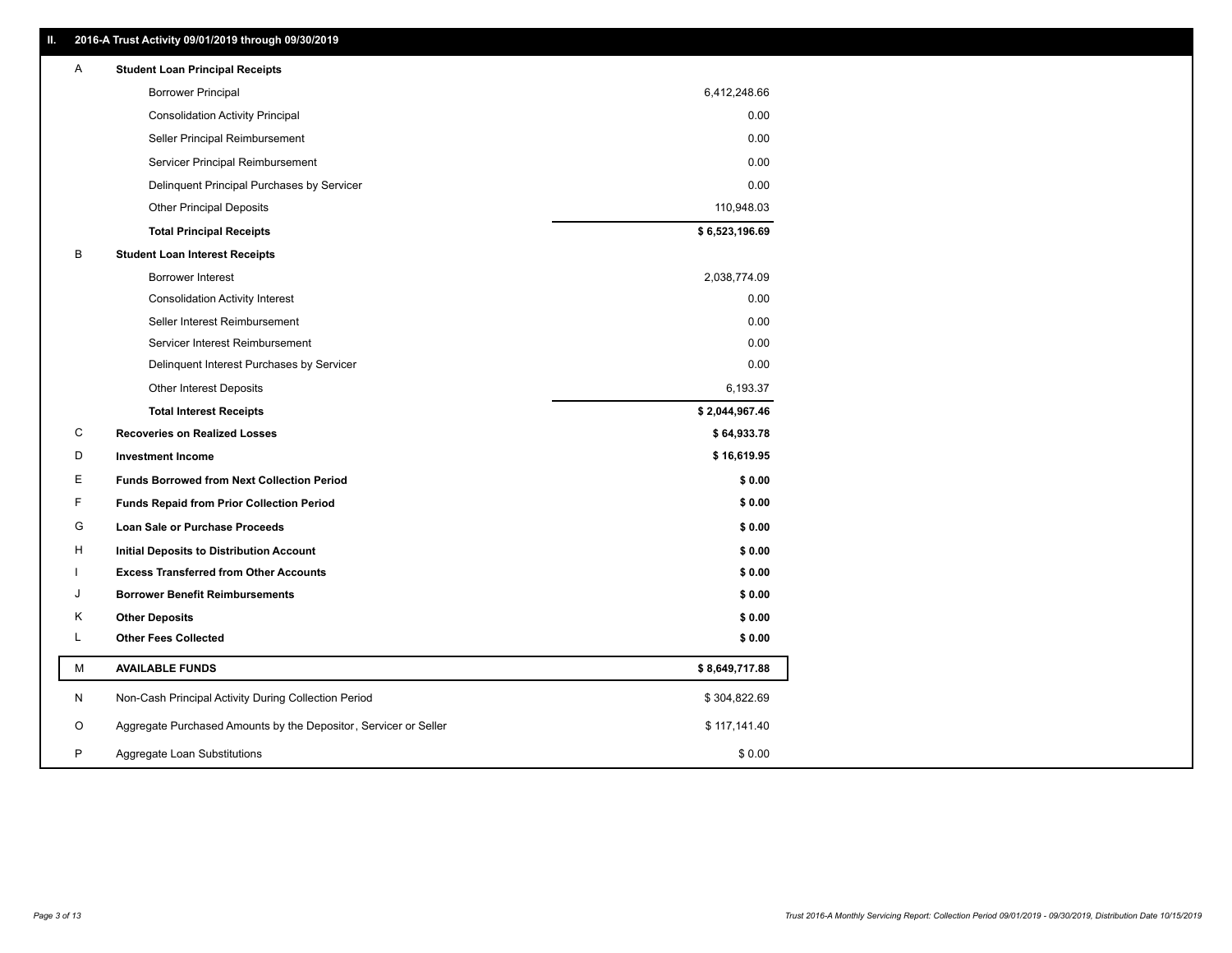## II. 2016-A Trust Activity 09/01/2019 through 09/30/2019

| | | |
|---|---|---|
| A | **Student Loan Principal Receipts** | |
| | Borrower Principal | 6,412,248.66 |
| | Consolidation Activity Principal | 0.00 |
| | Seller Principal Reimbursement | 0.00 |
| | Servicer Principal Reimbursement | 0.00 |
| | Delinquent Principal Purchases by Servicer | 0.00 |
| | Other Principal Deposits | 110,948.03 |
| | **Total Principal Receipts** | **$ 6,523,196.69** |
| B | **Student Loan Interest Receipts** | |
| | Borrower Interest | 2,038,774.09 |
| | Consolidation Activity Interest | 0.00 |
| | Seller Interest Reimbursement | 0.00 |
| | Servicer Interest Reimbursement | 0.00 |
| | Delinquent Interest Purchases by Servicer | 0.00 |
| | Other Interest Deposits | 6,193.37 |
| | **Total Interest Receipts** | **$ 2,044,967.46** |
| C | **Recoveries on Realized Losses** | **$ 64,933.78** |
| D | **Investment Income** | **$ 16,619.95** |
| E | **Funds Borrowed from Next Collection Period** | **$ 0.00** |
| F | **Funds Repaid from Prior Collection Period** | **$ 0.00** |
| G | **Loan Sale or Purchase Proceeds** | **$ 0.00** |
| H | **Initial Deposits to Distribution Account** | **$ 0.00** |
| I | **Excess Transferred from Other Accounts** | **$ 0.00** |
| J | **Borrower Benefit Reimbursements** | **$ 0.00** |
| K | **Other Deposits** | **$ 0.00** |
| L | **Other Fees Collected** | **$ 0.00** |
| M | **AVAILABLE FUNDS** | **$ 8,649,717.88** |
| N | Non-Cash Principal Activity During Collection Period | $ 304,822.69 |
| O | Aggregate Purchased Amounts by the Depositor, Servicer or Seller | $ 117,141.40 |
| P | Aggregate Loan Substitutions | $ 0.00 |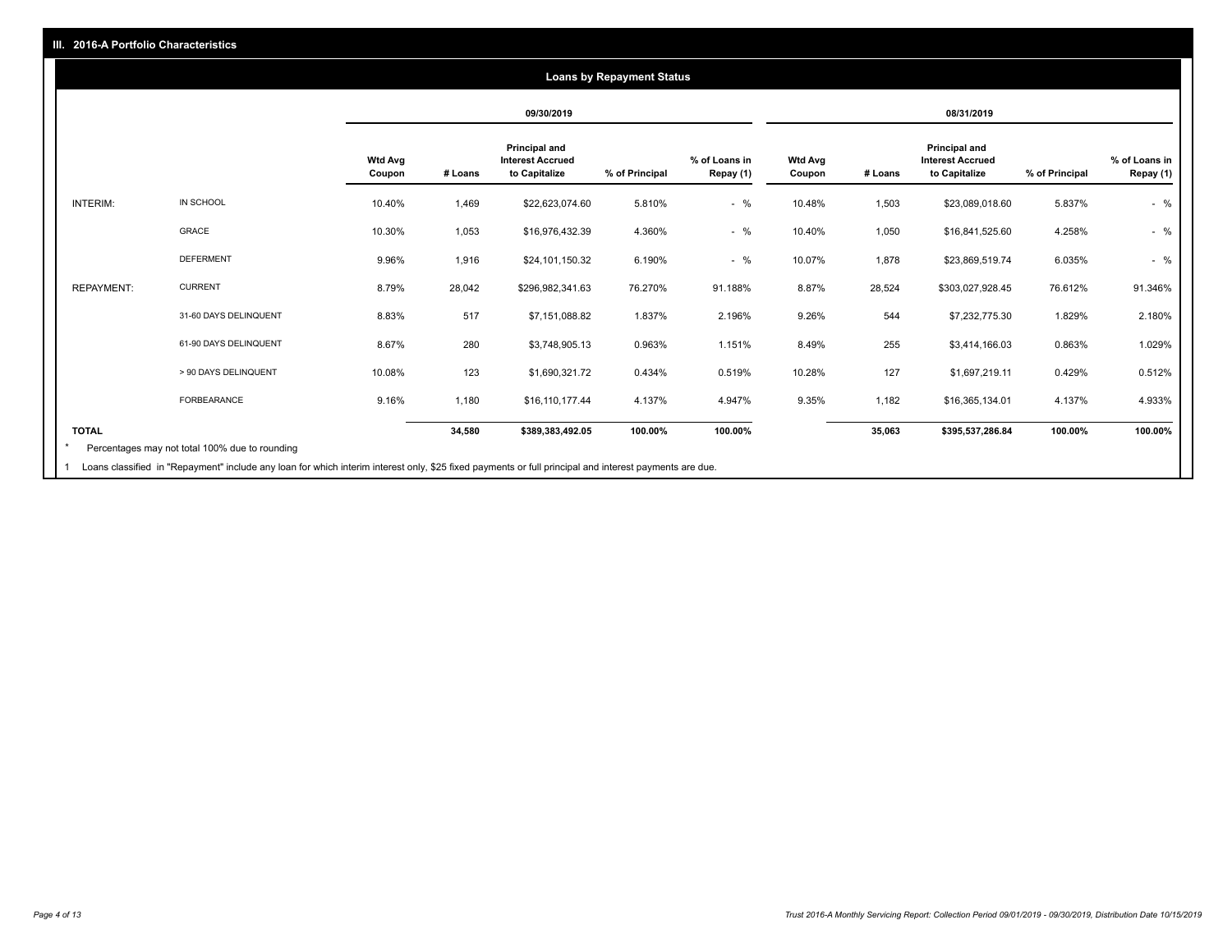## III. 2016-A Portfolio Characteristics

### Loans by Repayment Status

| | | 09/30/2019 | | | | | 08/31/2019 | | | | |
|---|---|---|---|---|---|---|---|---|---|---|---|
| | | Wtd Avg Coupon | # Loans | Principal and Interest Accrued to Capitalize | % of Principal | % of Loans in Repay (1) | Wtd Avg Coupon | # Loans | Principal and Interest Accrued to Capitalize | % of Principal | % of Loans in Repay (1) |
| INTERIM: | IN SCHOOL | 10.40% | 1,469 | $22,623,074.60 | 5.810% | - % | 10.48% | 1,503 | $23,089,018.60 | 5.837% | - % |
| | GRACE | 10.30% | 1,053 | $16,976,432.39 | 4.360% | - % | 10.40% | 1,050 | $16,841,525.60 | 4.258% | - % |
| | DEFERMENT | 9.96% | 1,916 | $24,101,150.32 | 6.190% | - % | 10.07% | 1,878 | $23,869,519.74 | 6.035% | - % |
| REPAYMENT: | CURRENT | 8.79% | 28,042 | $296,982,341.63 | 76.270% | 91.188% | 8.87% | 28,524 | $303,027,928.45 | 76.612% | 91.346% |
| | 31-60 DAYS DELINQUENT | 8.83% | 517 | $7,151,088.82 | 1.837% | 2.196% | 9.26% | 544 | $7,232,775.30 | 1.829% | 2.180% |
| | 61-90 DAYS DELINQUENT | 8.67% | 280 | $3,748,905.13 | 0.963% | 1.151% | 8.49% | 255 | $3,414,166.03 | 0.863% | 1.029% |
| | > 90 DAYS DELINQUENT | 10.08% | 123 | $1,690,321.72 | 0.434% | 0.519% | 10.28% | 127 | $1,697,219.11 | 0.429% | 0.512% |
| | FORBEARANCE | 9.16% | 1,180 | $16,110,177.44 | 4.137% | 4.947% | 9.35% | 1,182 | $16,365,134.01 | 4.137% | 4.933% |
| TOTAL | | | 34,580 | $389,383,492.05 | 100.00% | 100.00% | | 35,063 | $395,537,286.84 | 100.00% | 100.00% |

* Percentages may not total 100% due to rounding

1 Loans classified in "Repayment" include any loan for which interim interest only, $25 fixed payments or full principal and interest payments are due.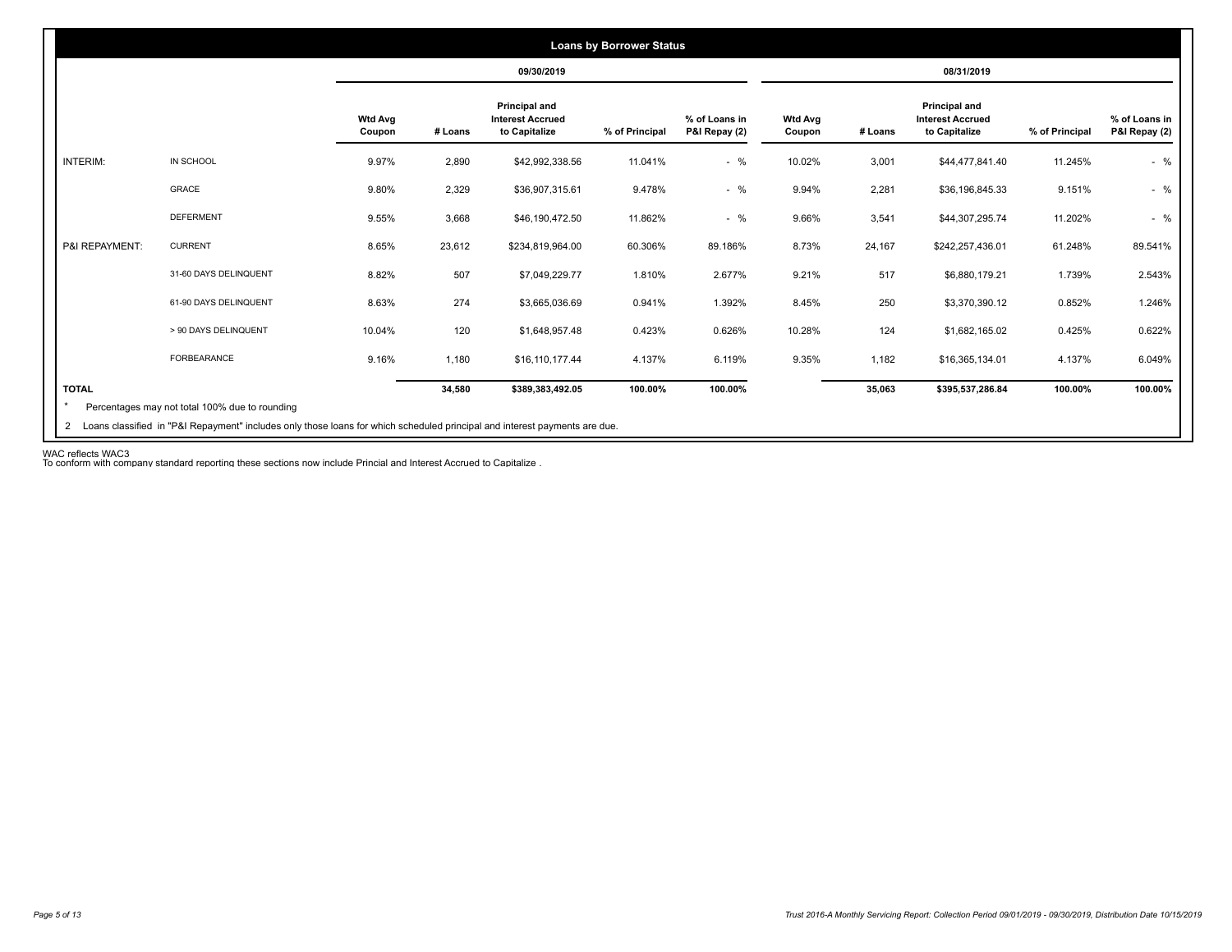## Loans by Borrower Status

| | | 09/30/2019 | | | | | 08/31/2019 | | | | |
|---|---|---|---|---|---|---|---|---|---|---|---|
| | | Wtd Avg Coupon | # Loans | Principal and Interest Accrued to Capitalize | % of Principal | % of Loans in P&I Repay (2) | Wtd Avg Coupon | # Loans | Principal and Interest Accrued to Capitalize | % of Principal | % of Loans in P&I Repay (2) |
| INTERIM: | IN SCHOOL | 9.97% | 2,890 | $42,992,338.56 | 11.041% | - % | 10.02% | 3,001 | $44,477,841.40 | 11.245% | - % |
| | GRACE | 9.80% | 2,329 | $36,907,315.61 | 9.478% | - % | 9.94% | 2,281 | $36,196,845.33 | 9.151% | - % |
| | DEFERMENT | 9.55% | 3,668 | $46,190,472.50 | 11.862% | - % | 9.66% | 3,541 | $44,307,295.74 | 11.202% | - % |
| P&I REPAYMENT: | CURRENT | 8.65% | 23,612 | $234,819,964.00 | 60.306% | 89.186% | 8.73% | 24,167 | $242,257,436.01 | 61.248% | 89.541% |
| | 31-60 DAYS DELINQUENT | 8.82% | 507 | $7,049,229.77 | 1.810% | 2.677% | 9.21% | 517 | $6,880,179.21 | 1.739% | 2.543% |
| | 61-90 DAYS DELINQUENT | 8.63% | 274 | $3,665,036.69 | 0.941% | 1.392% | 8.45% | 250 | $3,370,390.12 | 0.852% | 1.246% |
| | > 90 DAYS DELINQUENT | 10.04% | 120 | $1,648,957.48 | 0.423% | 0.626% | 10.28% | 124 | $1,682,165.02 | 0.425% | 0.622% |
| | FORBEARANCE | 9.16% | 1,180 | $16,110,177.44 | 4.137% | 6.119% | 9.35% | 1,182 | $16,365,134.01 | 4.137% | 6.049% |
| **TOTAL** | | | **34,580** | **$389,383,492.05** | **100.00%** | **100.00%** | | **35,063** | **$395,537,286.84** | **100.00%** | **100.00%** |

* Percentages may not total 100% due to rounding

2 Loans classified in "P&I Repayment" includes only those loans for which scheduled principal and interest payments are due.

WAC reflects WAC3
To conform with company standard reporting these sections now include Princial and Interest Accrued to Capitalize .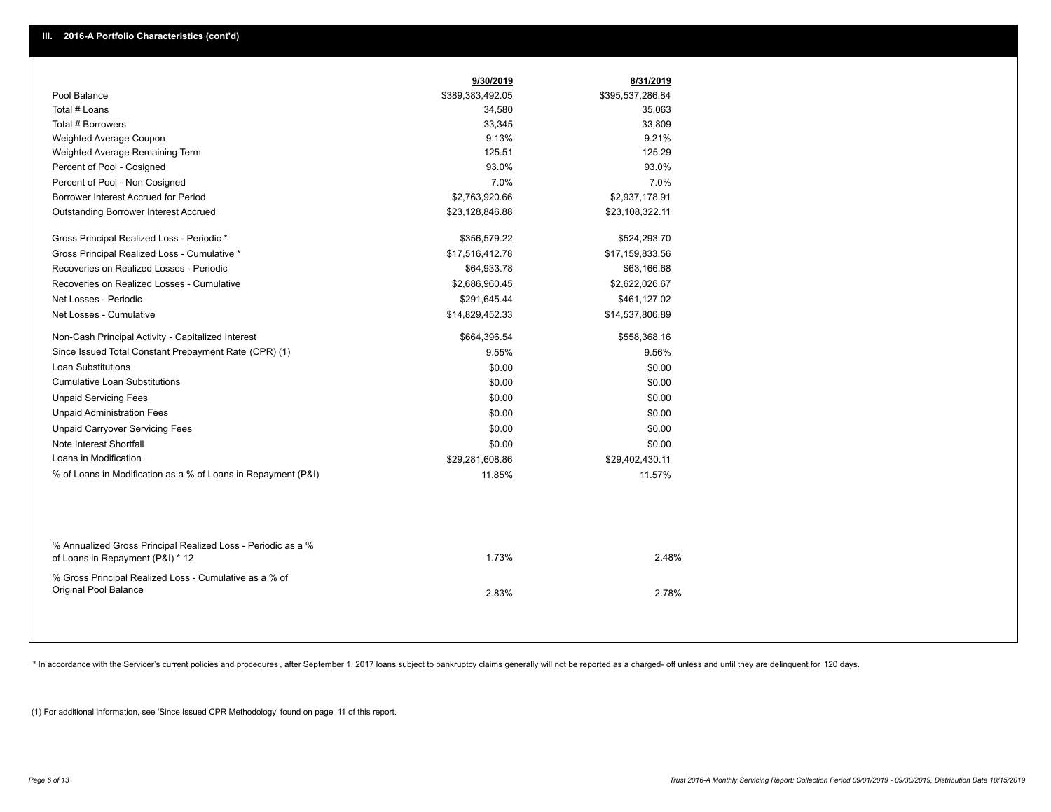## III. 2016-A Portfolio Characteristics (cont'd)

| | 9/30/2019 | 8/31/2019 |
|---|---|---|
| Pool Balance | $389,383,492.05 | $395,537,286.84 |
| Total # Loans | 34,580 | 35,063 |
| Total # Borrowers | 33,345 | 33,809 |
| Weighted Average Coupon | 9.13% | 9.21% |
| Weighted Average Remaining Term | 125.51 | 125.29 |
| Percent of Pool - Cosigned | 93.0% | 93.0% |
| Percent of Pool - Non Cosigned | 7.0% | 7.0% |
| Borrower Interest Accrued for Period | $2,763,920.66 | $2,937,178.91 |
| Outstanding Borrower Interest Accrued | $23,128,846.88 | $23,108,322.11 |
| Gross Principal Realized Loss - Periodic * | $356,579.22 | $524,293.70 |
| Gross Principal Realized Loss - Cumulative * | $17,516,412.78 | $17,159,833.56 |
| Recoveries on Realized Losses - Periodic | $64,933.78 | $63,166.68 |
| Recoveries on Realized Losses - Cumulative | $2,686,960.45 | $2,622,026.67 |
| Net Losses - Periodic | $291,645.44 | $461,127.02 |
| Net Losses - Cumulative | $14,829,452.33 | $14,537,806.89 |
| Non-Cash Principal Activity - Capitalized Interest | $664,396.54 | $558,368.16 |
| Since Issued Total Constant Prepayment Rate (CPR) (1) | 9.55% | 9.56% |
| Loan Substitutions | $0.00 | $0.00 |
| Cumulative Loan Substitutions | $0.00 | $0.00 |
| Unpaid Servicing Fees | $0.00 | $0.00 |
| Unpaid Administration Fees | $0.00 | $0.00 |
| Unpaid Carryover Servicing Fees | $0.00 | $0.00 |
| Note Interest Shortfall | $0.00 | $0.00 |
| Loans in Modification | $29,281,608.86 | $29,402,430.11 |
| % of Loans in Modification as a % of Loans in Repayment (P&I) | 11.85% | 11.57% |
| % Annualized Gross Principal Realized Loss - Periodic as a % of Loans in Repayment (P&I) * 12 | 1.73% | 2.48% |
| % Gross Principal Realized Loss - Cumulative as a % of Original Pool Balance | 2.83% | 2.78% |

* In accordance with the Servicer's current policies and procedures, after September 1, 2017 loans subject to bankruptcy claims generally will not be reported as a charged- off unless and until they are delinquent for 120 days.

(1) For additional information, see 'Since Issued CPR Methodology' found on page 11 of this report.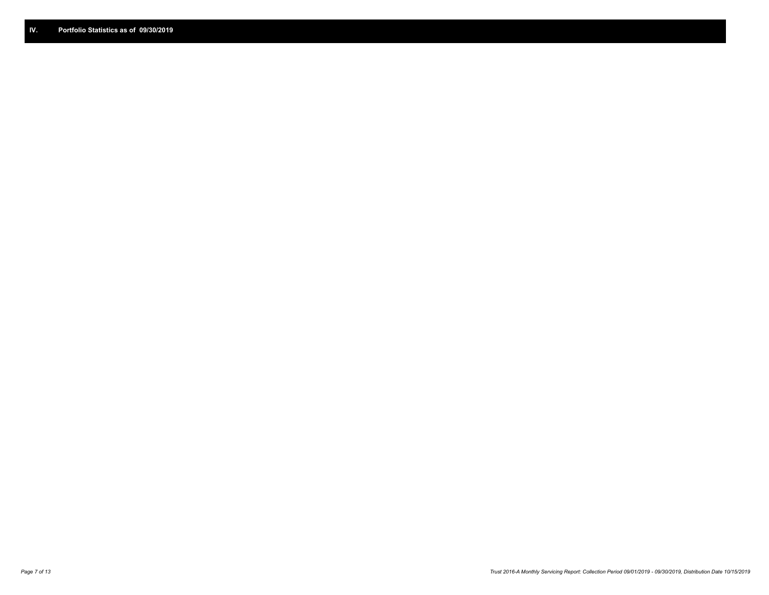## IV. Portfolio Statistics as of 09/30/2019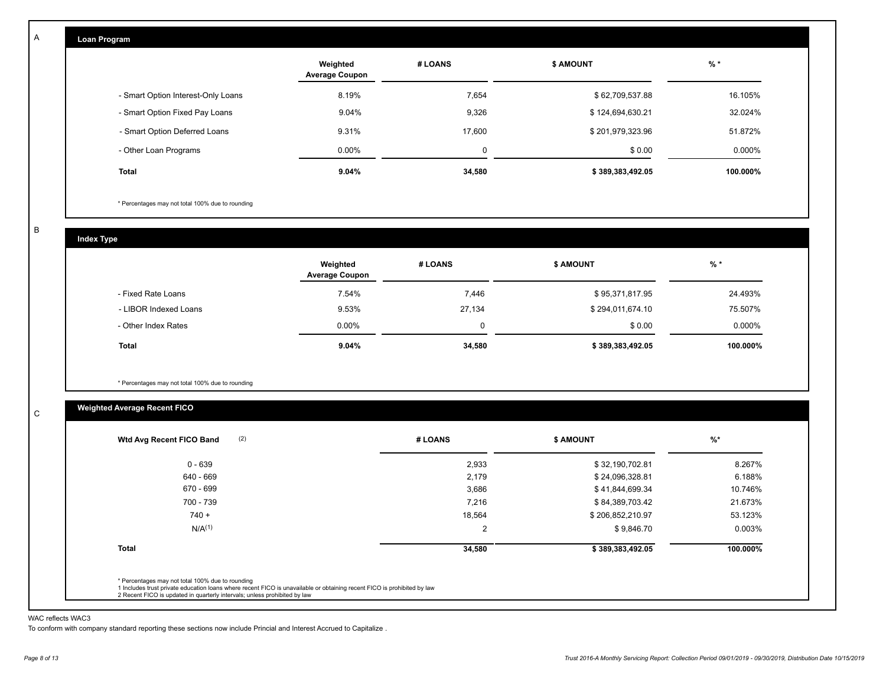A

## Loan Program

| | Weighted Average Coupon | # LOANS | $ AMOUNT | % * |
|---|---|---|---|---|
| - Smart Option Interest-Only Loans | 8.19% | 7,654 | $ 62,709,537.88 | 16.105% |
| - Smart Option Fixed Pay Loans | 9.04% | 9,326 | $ 124,694,630.21 | 32.024% |
| - Smart Option Deferred Loans | 9.31% | 17,600 | $ 201,979,323.96 | 51.872% |
| - Other Loan Programs | 0.00% | 0 | $ 0.00 | 0.000% |
| **Total** | **9.04%** | **34,580** | **$ 389,383,492.05** | **100.000%** |

\* Percentages may not total 100% due to rounding

B

## Index Type

| | Weighted Average Coupon | # LOANS | $ AMOUNT | % * |
|---|---|---|---|---|
| - Fixed Rate Loans | 7.54% | 7,446 | $ 95,371,817.95 | 24.493% |
| - LIBOR Indexed Loans | 9.53% | 27,134 | $ 294,011,674.10 | 75.507% |
| - Other Index Rates | 0.00% | 0 | $ 0.00 | 0.000% |
| **Total** | **9.04%** | **34,580** | **$ 389,383,492.05** | **100.000%** |

\* Percentages may not total 100% due to rounding

C

## Weighted Average Recent FICO

| Wtd Avg Recent FICO Band (2) | # LOANS | $ AMOUNT | %* |
|---|---|---|---|
| 0 - 639 | 2,933 | $ 32,190,702.81 | 8.267% |
| 640 - 669 | 2,179 | $ 24,096,328.81 | 6.188% |
| 670 - 699 | 3,686 | $ 41,844,699.34 | 10.746% |
| 700 - 739 | 7,216 | $ 84,389,703.42 | 21.673% |
| 740 + | 18,564 | $ 206,852,210.97 | 53.123% |
| N/A(1) | 2 | $ 9,846.70 | 0.003% |
| **Total** | **34,580** | **$ 389,383,492.05** | **100.000%** |

\* Percentages may not total 100% due to rounding
1 Includes trust private education loans where recent FICO is unavailable or obtaining recent FICO is prohibited by law
2 Recent FICO is updated in quarterly intervals; unless prohibited by law

WAC reflects WAC3
To conform with company standard reporting these sections now include Princial and Interest Accrued to Capitalize .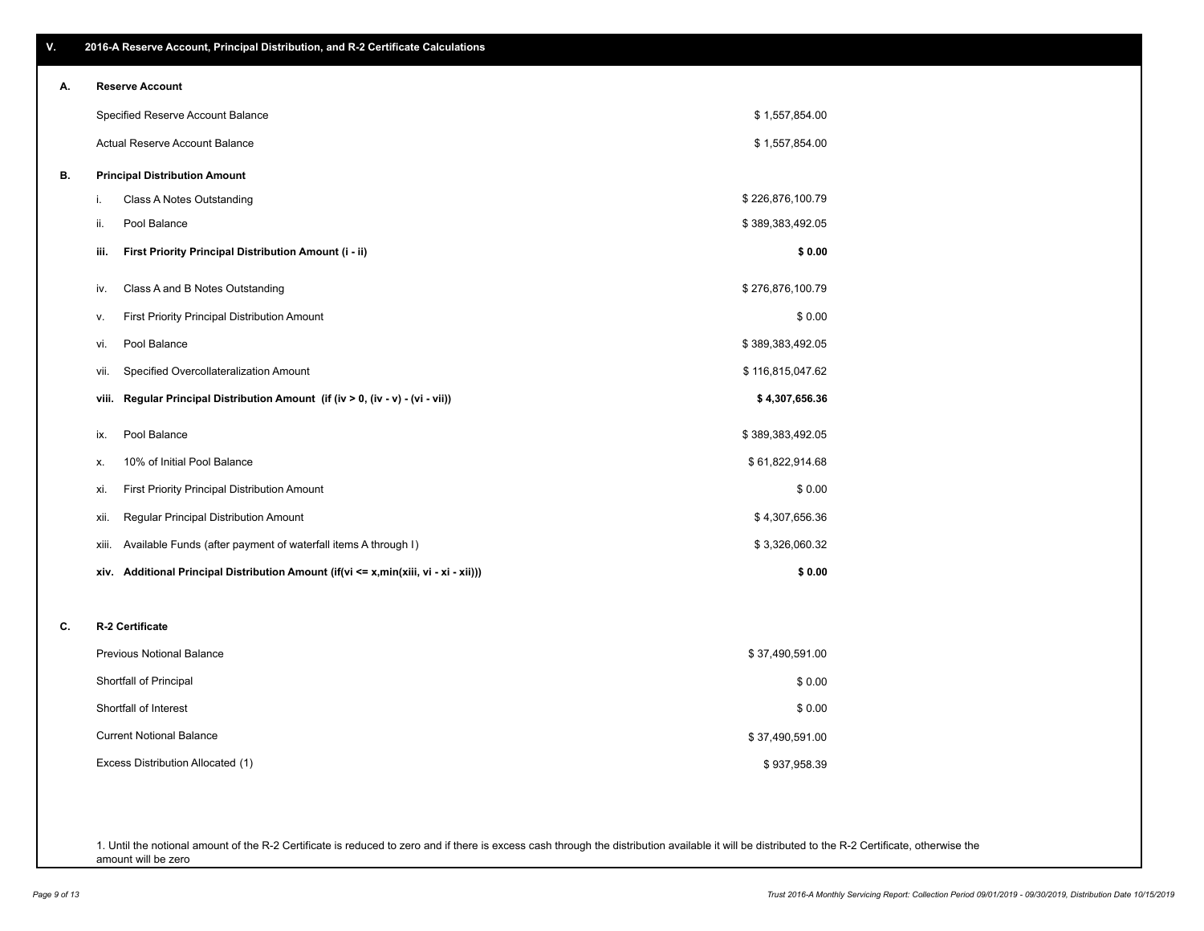## V. 2016-A Reserve Account, Principal Distribution, and R-2 Certificate Calculations

### A. Reserve Account

| | |
|---|---|
| Specified Reserve Account Balance | $ 1,557,854.00 |
| Actual Reserve Account Balance | $ 1,557,854.00 |

### B. Principal Distribution Amount

| | | |
|---|---|---|
| i. | Class A Notes Outstanding | $ 226,876,100.79 |
| ii. | Pool Balance | $ 389,383,492.05 |
| **iii.** | **First Priority Principal Distribution Amount (i - ii)** | **$ 0.00** |
| iv. | Class A and B Notes Outstanding | $ 276,876,100.79 |
| v. | First Priority Principal Distribution Amount | $ 0.00 |
| vi. | Pool Balance | $ 389,383,492.05 |
| vii. | Specified Overcollateralization Amount | $ 116,815,047.62 |
| **viii.** | **Regular Principal Distribution Amount (if (iv > 0, (iv - v) - (vi - vii))** | **$ 4,307,656.36** |
| ix. | Pool Balance | $ 389,383,492.05 |
| x. | 10% of Initial Pool Balance | $ 61,822,914.68 |
| xi. | First Priority Principal Distribution Amount | $ 0.00 |
| xii. | Regular Principal Distribution Amount | $ 4,307,656.36 |
| xiii. | Available Funds (after payment of waterfall items A through I) | $ 3,326,060.32 |
| **xiv.** | **Additional Principal Distribution Amount (if(vi <= x,min(xiii, vi - xi - xii)))** | **$ 0.00** |

### C. R-2 Certificate

| | |
|---|---|
| Previous Notional Balance | $ 37,490,591.00 |
| Shortfall of Principal | $ 0.00 |
| Shortfall of Interest | $ 0.00 |
| Current Notional Balance | $ 37,490,591.00 |
| Excess Distribution Allocated (1) | $ 937,958.39 |

1. Until the notional amount of the R-2 Certificate is reduced to zero and if there is excess cash through the distribution available it will be distributed to the R-2 Certificate, otherwise the amount will be zero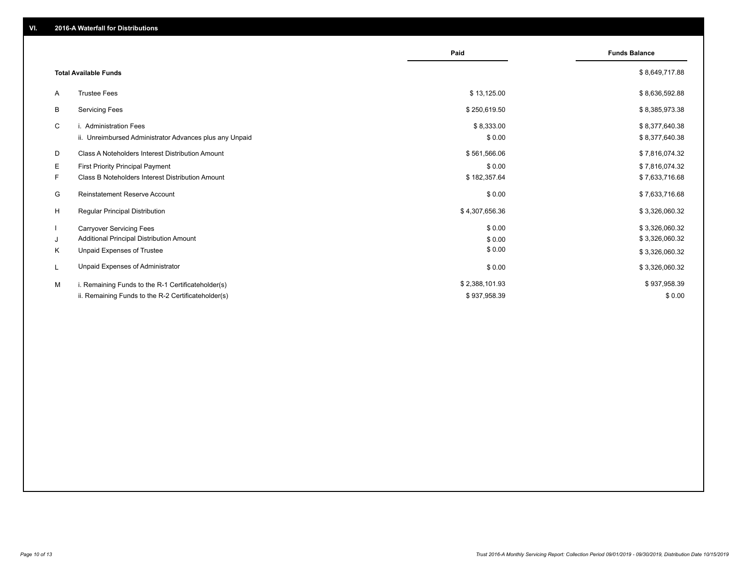## VI. 2016-A Waterfall for Distributions

| | | Paid | Funds Balance |
|---|---|---|---|
| | **Total Available Funds** | | $ 8,649,717.88 |
| A | Trustee Fees | $ 13,125.00 | $ 8,636,592.88 |
| B | Servicing Fees | $ 250,619.50 | $ 8,385,973.38 |
| C | i. Administration Fees | $ 8,333.00 | $ 8,377,640.38 |
| | ii. Unreimbursed Administrator Advances plus any Unpaid | $ 0.00 | $ 8,377,640.38 |
| D | Class A Noteholders Interest Distribution Amount | $ 561,566.06 | $ 7,816,074.32 |
| E | First Priority Principal Payment | $ 0.00 | $ 7,816,074.32 |
| F | Class B Noteholders Interest Distribution Amount | $ 182,357.64 | $ 7,633,716.68 |
| G | Reinstatement Reserve Account | $ 0.00 | $ 7,633,716.68 |
| H | Regular Principal Distribution | $ 4,307,656.36 | $ 3,326,060.32 |
| I | Carryover Servicing Fees | $ 0.00 | $ 3,326,060.32 |
| J | Additional Principal Distribution Amount | $ 0.00 | $ 3,326,060.32 |
| K | Unpaid Expenses of Trustee | $ 0.00 | $ 3,326,060.32 |
| L | Unpaid Expenses of Administrator | $ 0.00 | $ 3,326,060.32 |
| M | i. Remaining Funds to the R-1 Certificateholder(s) | $ 2,388,101.93 | $ 937,958.39 |
| | ii. Remaining Funds to the R-2 Certificateholder(s) | $ 937,958.39 | $ 0.00 |

*Trust 2016-A Monthly Servicing Report: Collection Period 09/01/2019 - 09/30/2019, Distribution Date 10/15/2019*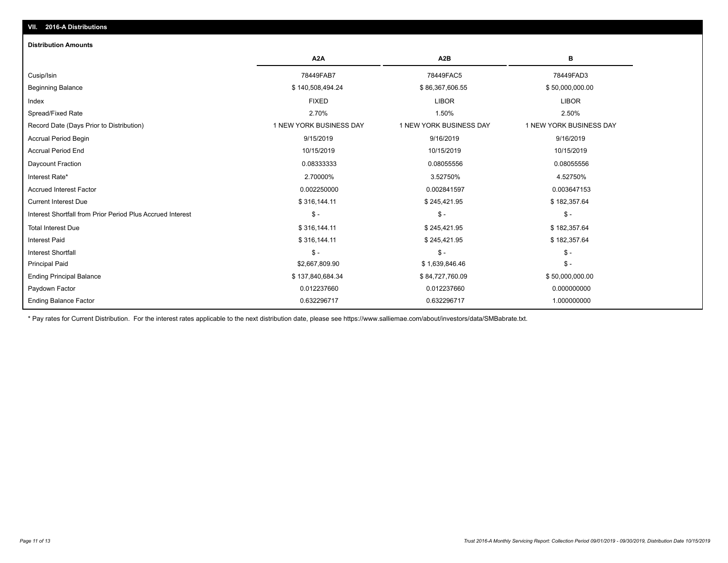## VII. 2016-A Distributions

### Distribution Amounts

| | A2A | A2B | B |
|---|---|---|---|
| Cusip/Isin | 78449FAB7 | 78449FAC5 | 78449FAD3 |
| Beginning Balance | $ 140,508,494.24 | $ 86,367,606.55 | $ 50,000,000.00 |
| Index | FIXED | LIBOR | LIBOR |
| Spread/Fixed Rate | 2.70% | 1.50% | 2.50% |
| Record Date (Days Prior to Distribution) | 1 NEW YORK BUSINESS DAY | 1 NEW YORK BUSINESS DAY | 1 NEW YORK BUSINESS DAY |
| Accrual Period Begin | 9/15/2019 | 9/16/2019 | 9/16/2019 |
| Accrual Period End | 10/15/2019 | 10/15/2019 | 10/15/2019 |
| Daycount Fraction | 0.08333333 | 0.08055556 | 0.08055556 |
| Interest Rate* | 2.70000% | 3.52750% | 4.52750% |
| Accrued Interest Factor | 0.002250000 | 0.002841597 | 0.003647153 |
| Current Interest Due | $ 316,144.11 | $ 245,421.95 | $ 182,357.64 |
| Interest Shortfall from Prior Period Plus Accrued Interest | $ - | $ - | $ - |
| Total Interest Due | $ 316,144.11 | $ 245,421.95 | $ 182,357.64 |
| Interest Paid | $ 316,144.11 | $ 245,421.95 | $ 182,357.64 |
| Interest Shortfall | $ - | $ - | $ - |
| Principal Paid | $2,667,809.90 | $ 1,639,846.46 | $ - |
| Ending Principal Balance | $ 137,840,684.34 | $ 84,727,760.09 | $ 50,000,000.00 |
| Paydown Factor | 0.012237660 | 0.012237660 | 0.000000000 |
| Ending Balance Factor | 0.632296717 | 0.632296717 | 1.000000000 |

* Pay rates for Current Distribution. For the interest rates applicable to the next distribution date, please see https://www.salliemae.com/about/investors/data/SMBabrate.txt.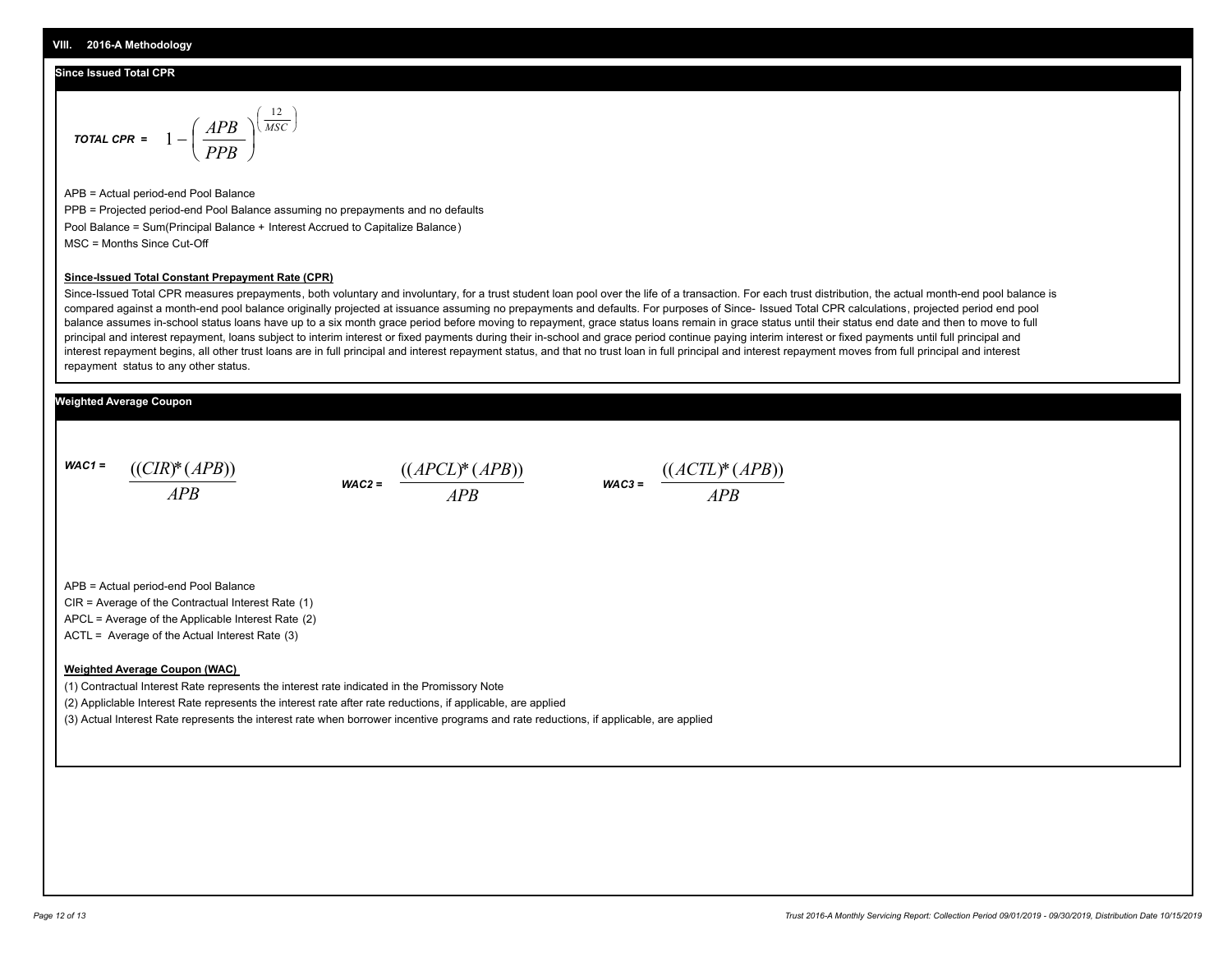## VIII. 2016-A Methodology

### Since Issued Total CPR

$$\textbf{\textit{TOTAL CPR}} = 1 - \left( \frac{APB}{PPB} \right)^{\left( \frac{12}{MSC} \right)}$$

APB = Actual period-end Pool Balance

PPB = Projected period-end Pool Balance assuming no prepayments and no defaults

Pool Balance = Sum(Principal Balance + Interest Accrued to Capitalize Balance)

MSC = Months Since Cut-Off

**Since-Issued Total Constant Prepayment Rate (CPR)**

Since-Issued Total CPR measures prepayments, both voluntary and involuntary, for a trust student loan pool over the life of a transaction. For each trust distribution, the actual month-end pool balance is compared against a month-end pool balance originally projected at issuance assuming no prepayments and defaults. For purposes of Since- Issued Total CPR calculations, projected period end pool balance assumes in-school status loans have up to a six month grace period before moving to repayment, grace status loans remain in grace status until their status end date and then to move to full principal and interest repayment, loans subject to interim interest or fixed payments during their in-school and grace period continue paying interim interest or fixed payments until full principal and interest repayment begins, all other trust loans are in full principal and interest repayment status, and that no trust loan in full principal and interest repayment moves from full principal and interest repayment status to any other status.

### Weighted Average Coupon

$$\textbf{\textit{WAC1}} = \frac{((CIR)*(APB))}{APB} \qquad \textbf{\textit{WAC2}} = \frac{((APCL)*(APB))}{APB} \qquad \textbf{\textit{WAC3}} = \frac{((ACTL)*(APB))}{APB}$$

APB = Actual period-end Pool Balance

CIR = Average of the Contractual Interest Rate (1)

APCL = Average of the Applicable Interest Rate (2)

ACTL = Average of the Actual Interest Rate (3)

**Weighted Average Coupon (WAC)**

(1) Contractual Interest Rate represents the interest rate indicated in the Promissory Note

(2) Appliclable Interest Rate represents the interest rate after rate reductions, if applicable, are applied

(3) Actual Interest Rate represents the interest rate when borrower incentive programs and rate reductions, if applicable, are applied